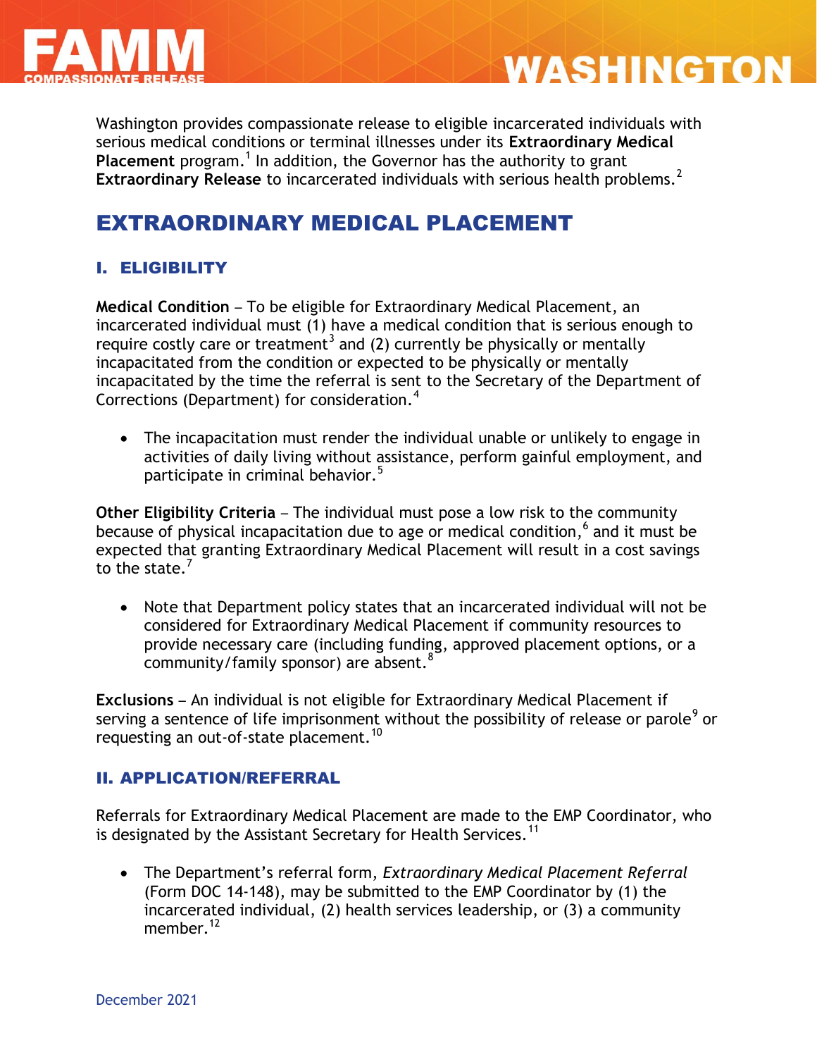# WASHINGTON

Washington provides compassionate release to eligible incarcerated individuals with serious medical conditions or terminal illnesses under its **Extraordinary Medical Placement** program.[1] In addition, the Governor has the authority to grant **Extraordinary Release** to incarcerated individuals with serious health problems.[2]

## EXTRAORDINARY MEDICAL PLACEMENT

### I. ELIGIBILITY

**Medical Condition** – To be eligible for Extraordinary Medical Placement, an incarcerated individual must (1) have a medical condition that is serious enough to require costly care or treatment[3] and (2) currently be physically or mentally incapacitated from the condition or expected to be physically or mentally incapacitated by the time the referral is sent to the Secretary of the Department of Corrections (Department) for consideration.[4]

- The incapacitation must render the individual unable or unlikely to engage in activities of daily living without assistance, perform gainful employment, and participate in criminal behavior.[5]

**Other Eligibility Criteria** – The individual must pose a low risk to the community because of physical incapacitation due to age or medical condition,[6] and it must be expected that granting Extraordinary Medical Placement will result in a cost savings to the state.[7]

- Note that Department policy states that an incarcerated individual will not be considered for Extraordinary Medical Placement if community resources to provide necessary care (including funding, approved placement options, or a community/family sponsor) are absent.[8]

**Exclusions** – An individual is not eligible for Extraordinary Medical Placement if serving a sentence of life imprisonment without the possibility of release or parole[9] or requesting an out-of-state placement.[10]

### II. APPLICATION/REFERRAL

Referrals for Extraordinary Medical Placement are made to the EMP Coordinator, who is designated by the Assistant Secretary for Health Services.[11]

- The Department's referral form, *Extraordinary Medical Placement Referral* (Form DOC 14-148), may be submitted to the EMP Coordinator by (1) the incarcerated individual, (2) health services leadership, or (3) a community member.[12]

December 2021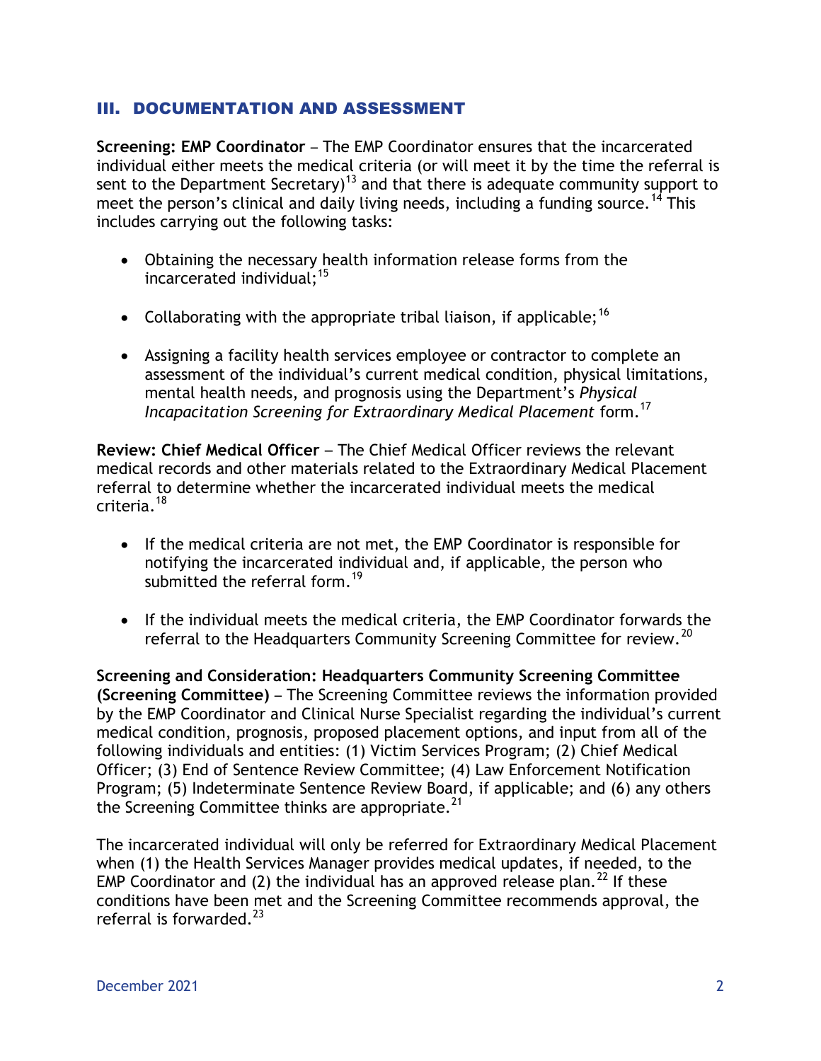## III. DOCUMENTATION AND ASSESSMENT

**Screening: EMP Coordinator** – The EMP Coordinator ensures that the incarcerated individual either meets the medical criteria (or will meet it by the time the referral is sent to the Department Secretary)[13] and that there is adequate community support to meet the person's clinical and daily living needs, including a funding source.[14] This includes carrying out the following tasks:

- Obtaining the necessary health information release forms from the incarcerated individual;[15]
- Collaborating with the appropriate tribal liaison, if applicable;[16]
- Assigning a facility health services employee or contractor to complete an assessment of the individual's current medical condition, physical limitations, mental health needs, and prognosis using the Department's *Physical Incapacitation Screening for Extraordinary Medical Placement* form.[17]

**Review: Chief Medical Officer** – The Chief Medical Officer reviews the relevant medical records and other materials related to the Extraordinary Medical Placement referral to determine whether the incarcerated individual meets the medical criteria.[18]

- If the medical criteria are not met, the EMP Coordinator is responsible for notifying the incarcerated individual and, if applicable, the person who submitted the referral form.[19]
- If the individual meets the medical criteria, the EMP Coordinator forwards the referral to the Headquarters Community Screening Committee for review.[20]

**Screening and Consideration: Headquarters Community Screening Committee (Screening Committee)** – The Screening Committee reviews the information provided by the EMP Coordinator and Clinical Nurse Specialist regarding the individual's current medical condition, prognosis, proposed placement options, and input from all of the following individuals and entities: (1) Victim Services Program; (2) Chief Medical Officer; (3) End of Sentence Review Committee; (4) Law Enforcement Notification Program; (5) Indeterminate Sentence Review Board, if applicable; and (6) any others the Screening Committee thinks are appropriate.[21]

The incarcerated individual will only be referred for Extraordinary Medical Placement when (1) the Health Services Manager provides medical updates, if needed, to the EMP Coordinator and (2) the individual has an approved release plan.[22] If these conditions have been met and the Screening Committee recommends approval, the referral is forwarded.[23]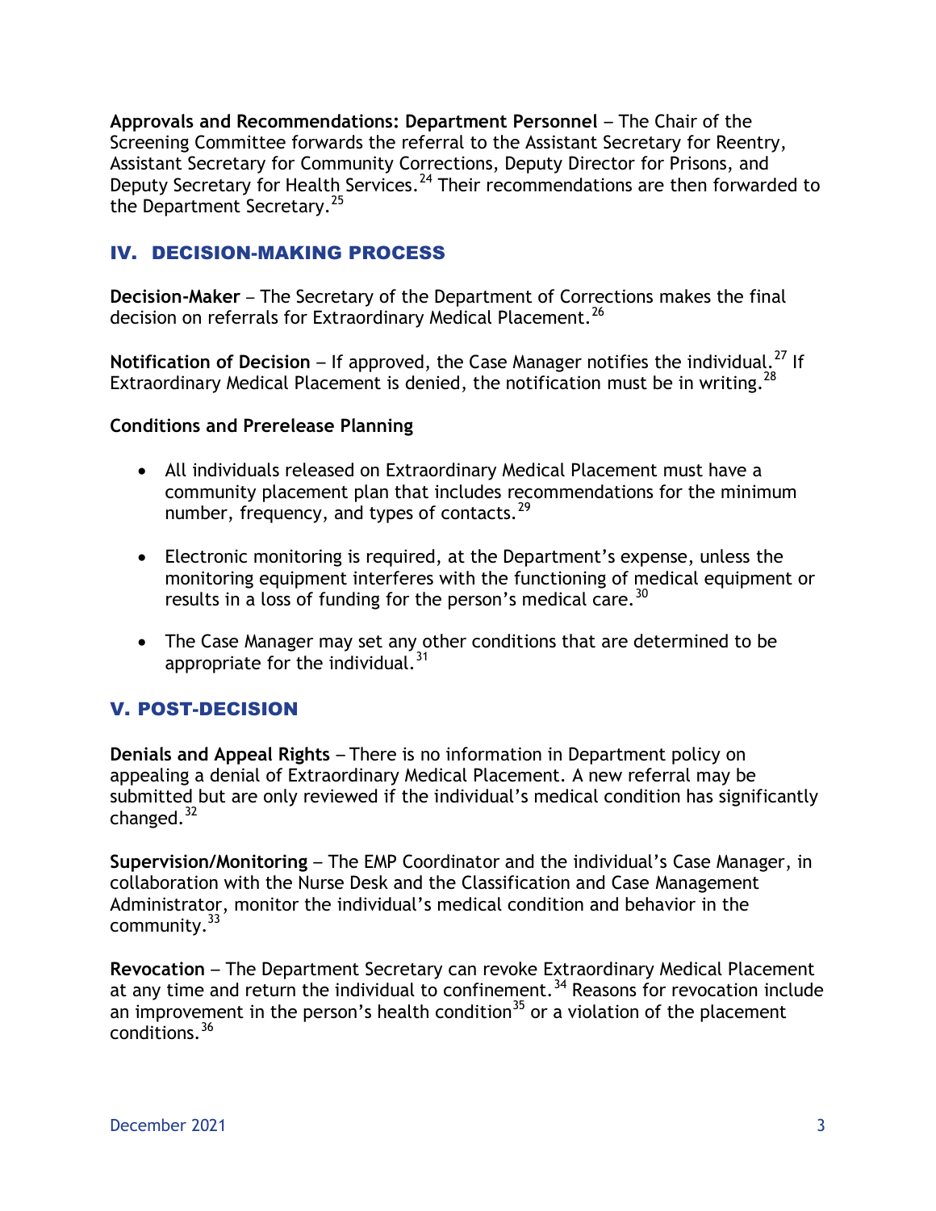**Approvals and Recommendations: Department Personnel** – The Chair of the Screening Committee forwards the referral to the Assistant Secretary for Reentry, Assistant Secretary for Community Corrections, Deputy Director for Prisons, and Deputy Secretary for Health Services.[24] Their recommendations are then forwarded to the Department Secretary.[25]

## IV. DECISION-MAKING PROCESS

**Decision-Maker** – The Secretary of the Department of Corrections makes the final decision on referrals for Extraordinary Medical Placement.[26]

**Notification of Decision** – If approved, the Case Manager notifies the individual.[27] If Extraordinary Medical Placement is denied, the notification must be in writing.[28]

**Conditions and Prerelease Planning**

- All individuals released on Extraordinary Medical Placement must have a community placement plan that includes recommendations for the minimum number, frequency, and types of contacts.[29]
- Electronic monitoring is required, at the Department's expense, unless the monitoring equipment interferes with the functioning of medical equipment or results in a loss of funding for the person's medical care.[30]
- The Case Manager may set any other conditions that are determined to be appropriate for the individual.[31]

## V. POST-DECISION

**Denials and Appeal Rights** – There is no information in Department policy on appealing a denial of Extraordinary Medical Placement. A new referral may be submitted but are only reviewed if the individual's medical condition has significantly changed.[32]

**Supervision/Monitoring** – The EMP Coordinator and the individual's Case Manager, in collaboration with the Nurse Desk and the Classification and Case Management Administrator, monitor the individual's medical condition and behavior in the community.[33]

**Revocation** – The Department Secretary can revoke Extraordinary Medical Placement at any time and return the individual to confinement.[34] Reasons for revocation include an improvement in the person's health condition[35] or a violation of the placement conditions.[36]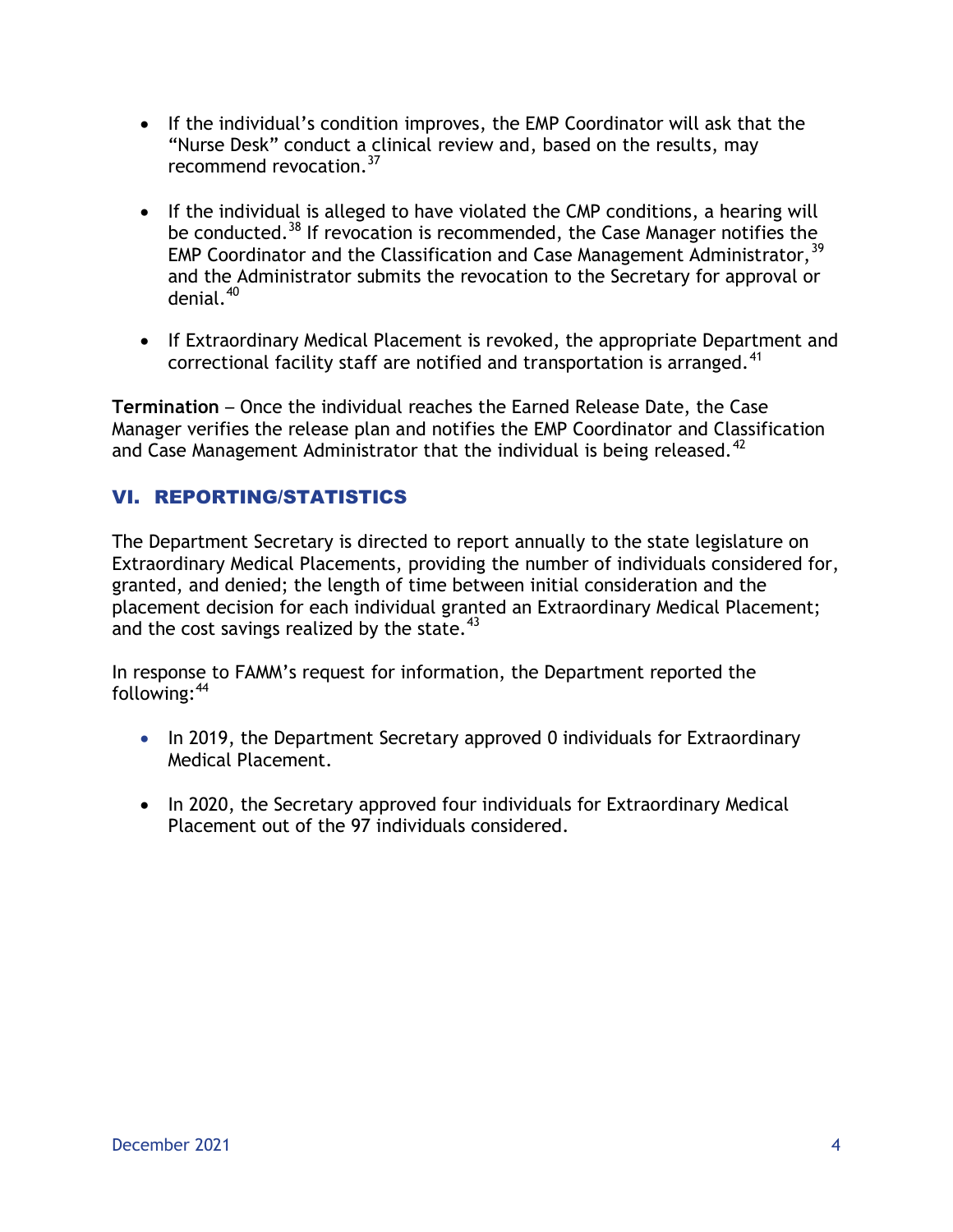- If the individual's condition improves, the EMP Coordinator will ask that the "Nurse Desk" conduct a clinical review and, based on the results, may recommend revocation.[37]

- If the individual is alleged to have violated the CMP conditions, a hearing will be conducted.[38] If revocation is recommended, the Case Manager notifies the EMP Coordinator and the Classification and Case Management Administrator,[39] and the Administrator submits the revocation to the Secretary for approval or denial.[40]

- If Extraordinary Medical Placement is revoked, the appropriate Department and correctional facility staff are notified and transportation is arranged.[41]

**Termination** – Once the individual reaches the Earned Release Date, the Case Manager verifies the release plan and notifies the EMP Coordinator and Classification and Case Management Administrator that the individual is being released.[42]

## VI. REPORTING/STATISTICS

The Department Secretary is directed to report annually to the state legislature on Extraordinary Medical Placements, providing the number of individuals considered for, granted, and denied; the length of time between initial consideration and the placement decision for each individual granted an Extraordinary Medical Placement; and the cost savings realized by the state.[43]

In response to FAMM's request for information, the Department reported the following:[44]

- In 2019, the Department Secretary approved 0 individuals for Extraordinary Medical Placement.

- In 2020, the Secretary approved four individuals for Extraordinary Medical Placement out of the 97 individuals considered.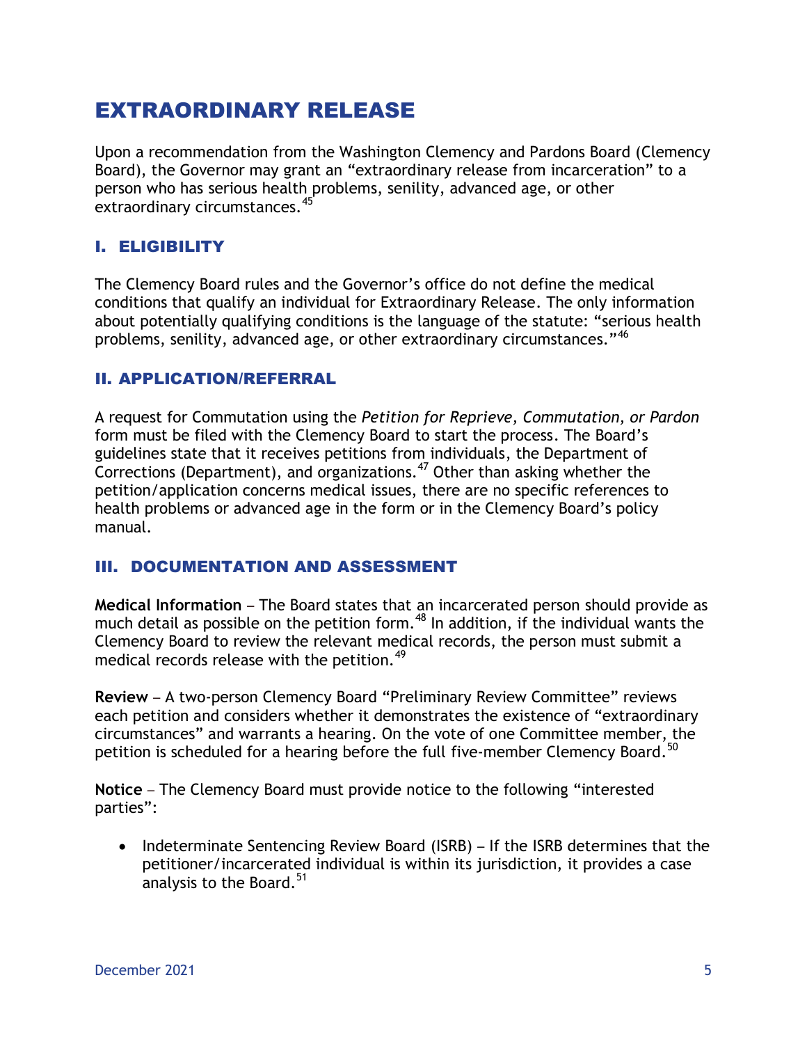# EXTRAORDINARY RELEASE

Upon a recommendation from the Washington Clemency and Pardons Board (Clemency Board), the Governor may grant an "extraordinary release from incarceration" to a person who has serious health problems, senility, advanced age, or other extraordinary circumstances.[45]

## I. ELIGIBILITY

The Clemency Board rules and the Governor's office do not define the medical conditions that qualify an individual for Extraordinary Release. The only information about potentially qualifying conditions is the language of the statute: "serious health problems, senility, advanced age, or other extraordinary circumstances."[46]

## II. APPLICATION/REFERRAL

A request for Commutation using the *Petition for Reprieve, Commutation, or Pardon* form must be filed with the Clemency Board to start the process. The Board's guidelines state that it receives petitions from individuals, the Department of Corrections (Department), and organizations.[47] Other than asking whether the petition/application concerns medical issues, there are no specific references to health problems or advanced age in the form or in the Clemency Board's policy manual.

## III. DOCUMENTATION AND ASSESSMENT

**Medical Information** – The Board states that an incarcerated person should provide as much detail as possible on the petition form.[48] In addition, if the individual wants the Clemency Board to review the relevant medical records, the person must submit a medical records release with the petition.[49]

**Review** – A two-person Clemency Board "Preliminary Review Committee" reviews each petition and considers whether it demonstrates the existence of "extraordinary circumstances" and warrants a hearing. On the vote of one Committee member, the petition is scheduled for a hearing before the full five-member Clemency Board.[50]

**Notice** – The Clemency Board must provide notice to the following "interested parties":

- Indeterminate Sentencing Review Board (ISRB) – If the ISRB determines that the petitioner/incarcerated individual is within its jurisdiction, it provides a case analysis to the Board.[51]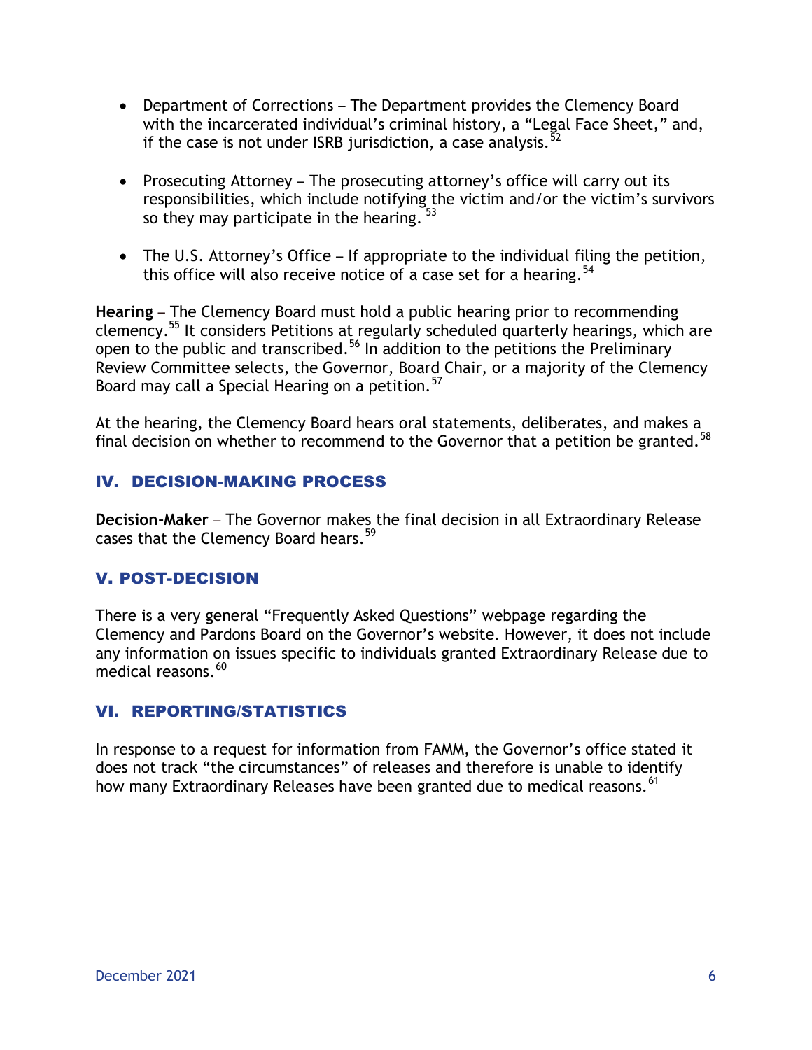- Department of Corrections – The Department provides the Clemency Board with the incarcerated individual's criminal history, a "Legal Face Sheet," and, if the case is not under ISRB jurisdiction, a case analysis.[52]

- Prosecuting Attorney – The prosecuting attorney's office will carry out its responsibilities, which include notifying the victim and/or the victim's survivors so they may participate in the hearing.[53]

- The U.S. Attorney's Office – If appropriate to the individual filing the petition, this office will also receive notice of a case set for a hearing.[54]

**Hearing** – The Clemency Board must hold a public hearing prior to recommending clemency.[55] It considers Petitions at regularly scheduled quarterly hearings, which are open to the public and transcribed.[56] In addition to the petitions the Preliminary Review Committee selects, the Governor, Board Chair, or a majority of the Clemency Board may call a Special Hearing on a petition.[57]

At the hearing, the Clemency Board hears oral statements, deliberates, and makes a final decision on whether to recommend to the Governor that a petition be granted.[58]

## IV. DECISION-MAKING PROCESS

**Decision-Maker** – The Governor makes the final decision in all Extraordinary Release cases that the Clemency Board hears.[59]

## V. POST-DECISION

There is a very general "Frequently Asked Questions" webpage regarding the Clemency and Pardons Board on the Governor's website. However, it does not include any information on issues specific to individuals granted Extraordinary Release due to medical reasons.[60]

## VI. REPORTING/STATISTICS

In response to a request for information from FAMM, the Governor's office stated it does not track "the circumstances" of releases and therefore is unable to identify how many Extraordinary Releases have been granted due to medical reasons.[61]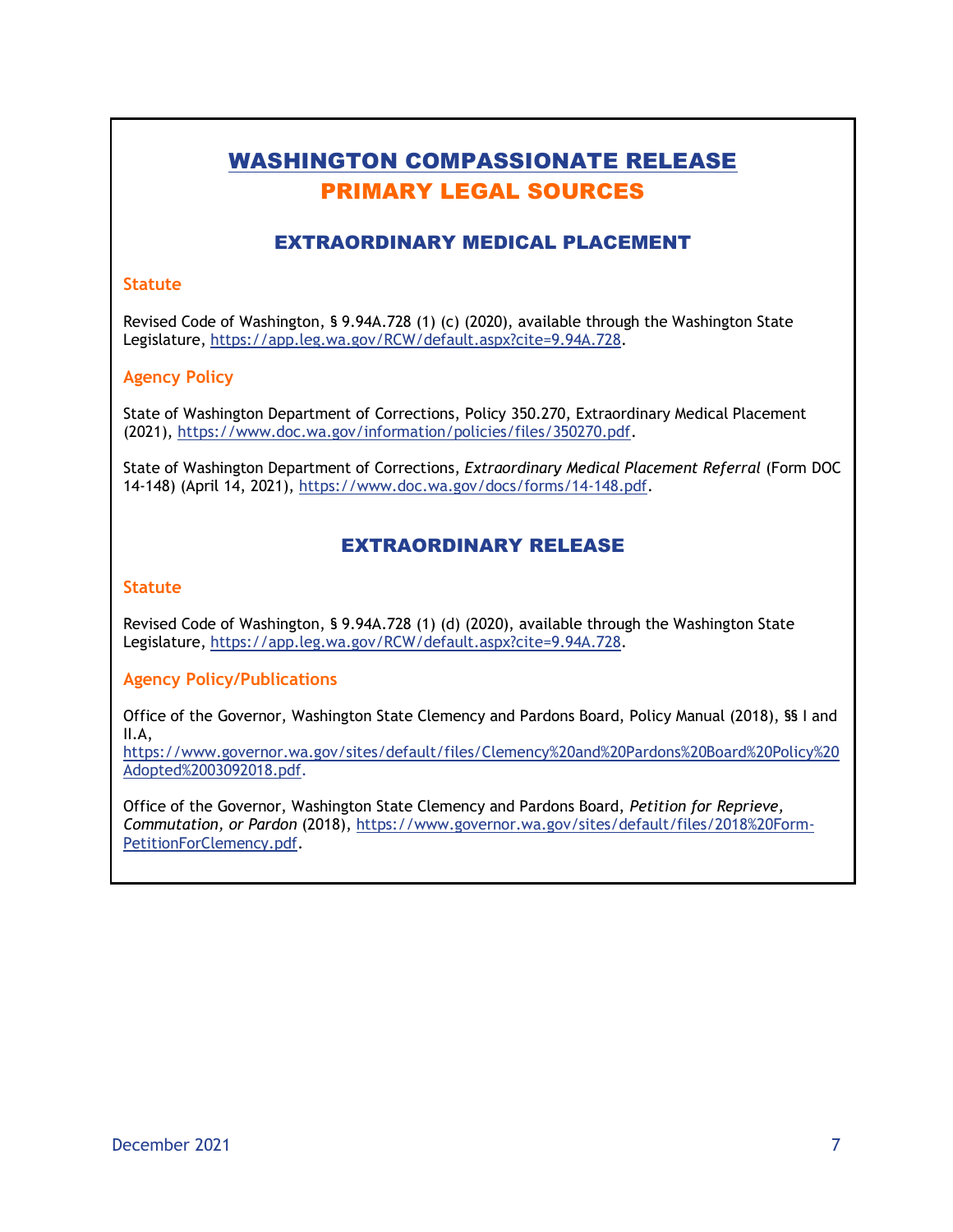# WASHINGTON COMPASSIONATE RELEASE
# PRIMARY LEGAL SOURCES

## EXTRAORDINARY MEDICAL PLACEMENT

### Statute

Revised Code of Washington, § 9.94A.728 (1) (c) (2020), available through the Washington State Legislature, https://app.leg.wa.gov/RCW/default.aspx?cite=9.94A.728.

### Agency Policy

State of Washington Department of Corrections, Policy 350.270, Extraordinary Medical Placement (2021), https://www.doc.wa.gov/information/policies/files/350270.pdf.

State of Washington Department of Corrections, *Extraordinary Medical Placement Referral* (Form DOC 14-148) (April 14, 2021), https://www.doc.wa.gov/docs/forms/14-148.pdf.

## EXTRAORDINARY RELEASE

### Statute

Revised Code of Washington, § 9.94A.728 (1) (d) (2020), available through the Washington State Legislature, https://app.leg.wa.gov/RCW/default.aspx?cite=9.94A.728.

### Agency Policy/Publications

Office of the Governor, Washington State Clemency and Pardons Board, Policy Manual (2018), §§ I and II.A, https://www.governor.wa.gov/sites/default/files/Clemency%20and%20Pardons%20Board%20Policy%20Adopted%2003092018.pdf.

Office of the Governor, Washington State Clemency and Pardons Board, *Petition for Reprieve, Commutation, or Pardon* (2018), https://www.governor.wa.gov/sites/default/files/2018%20Form-PetitionForClemency.pdf.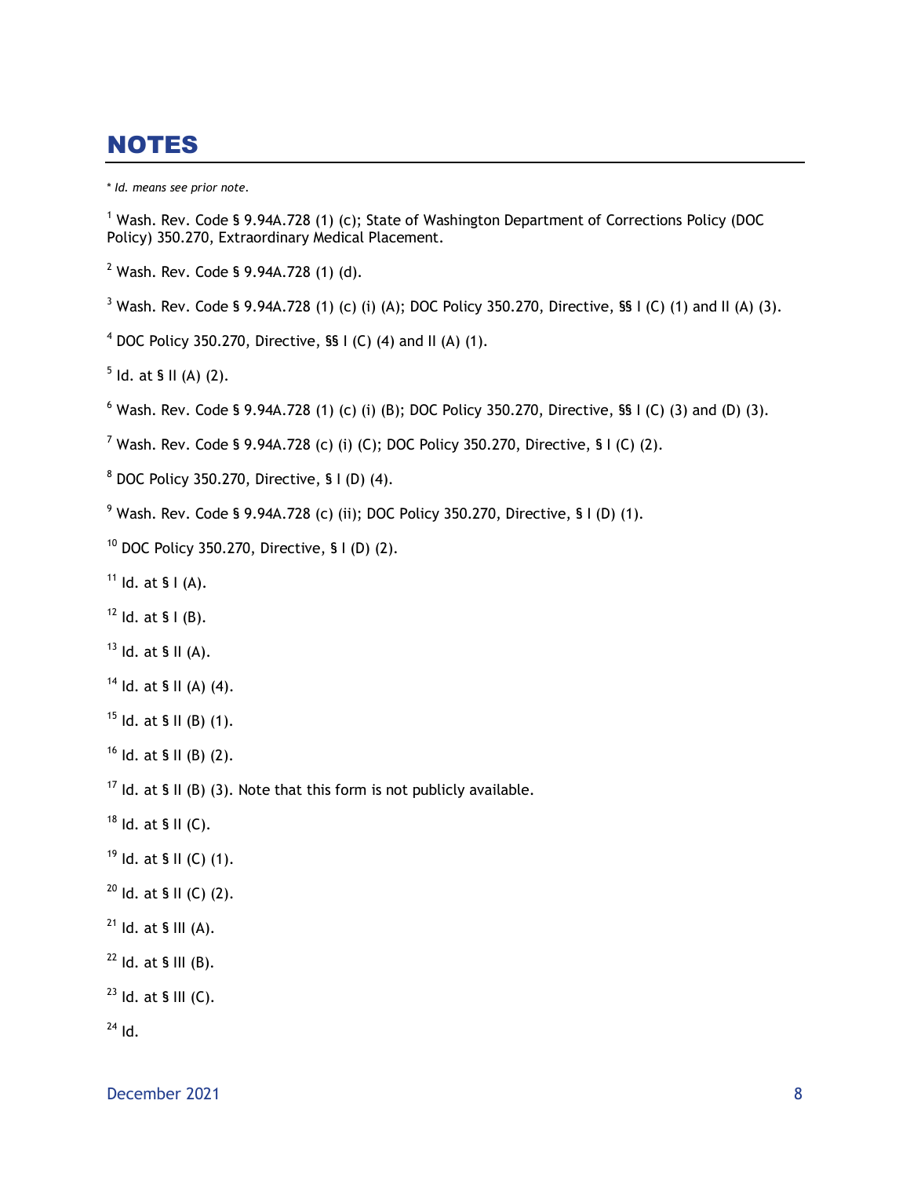## NOTES

* *Id. means see prior note.*

[1] Wash. Rev. Code § 9.94A.728 (1) (c); State of Washington Department of Corrections Policy (DOC Policy) 350.270, Extraordinary Medical Placement.

[2] Wash. Rev. Code § 9.94A.728 (1) (d).

[3] Wash. Rev. Code § 9.94A.728 (1) (c) (i) (A); DOC Policy 350.270, Directive, §§ I (C) (1) and II (A) (3).

[4] DOC Policy 350.270, Directive, §§ I (C) (4) and II (A) (1).

[5] Id. at § II (A) (2).

[6] Wash. Rev. Code § 9.94A.728 (1) (c) (i) (B); DOC Policy 350.270, Directive, §§ I (C) (3) and (D) (3).

[7] Wash. Rev. Code § 9.94A.728 (c) (i) (C); DOC Policy 350.270, Directive, § I (C) (2).

[8] DOC Policy 350.270, Directive, § I (D) (4).

[9] Wash. Rev. Code § 9.94A.728 (c) (ii); DOC Policy 350.270, Directive, § I (D) (1).

[10] DOC Policy 350.270, Directive, § I (D) (2).

[11] Id. at § I (A).

[12] Id. at § I (B).

[13] Id. at § II (A).

[14] Id. at § II (A) (4).

[15] Id. at § II (B) (1).

[16] Id. at § II (B) (2).

[17] Id. at § II (B) (3). Note that this form is not publicly available.

[18] Id. at § II (C).

[19] Id. at § II (C) (1).

[20] Id. at § II (C) (2).

[21] Id. at § III (A).

[22] Id. at § III (B).

[23] Id. at § III (C).

[24] Id.

December 2021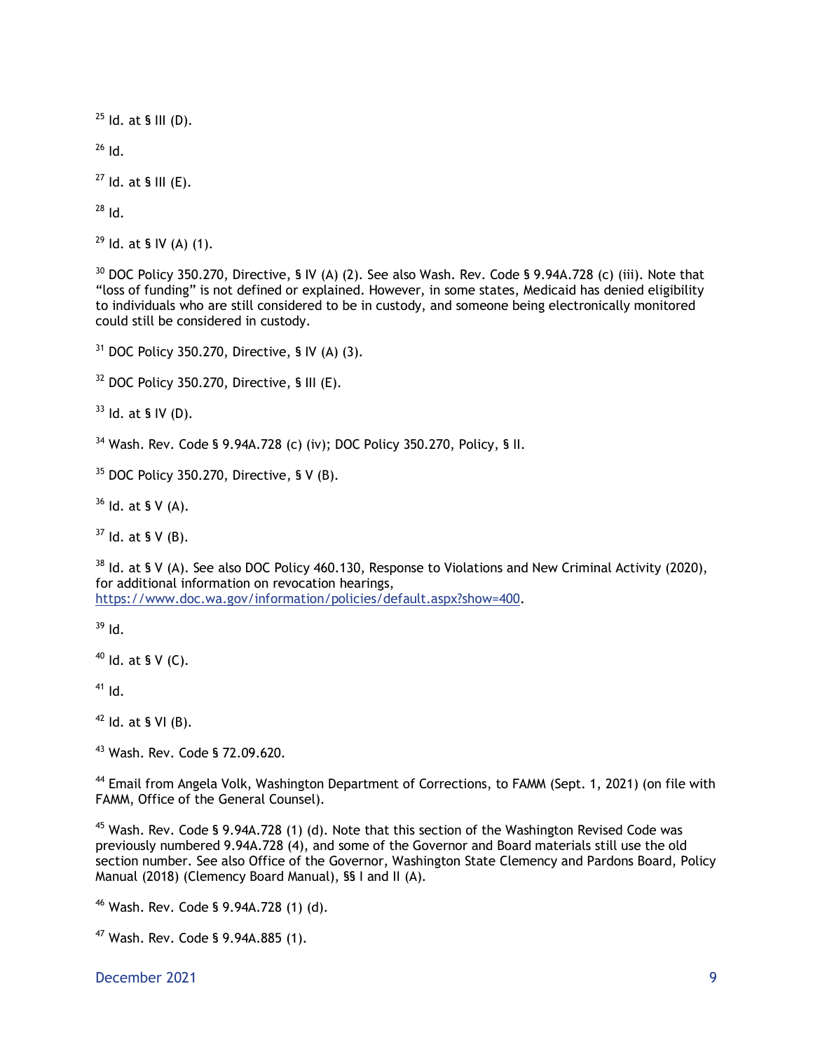[25] Id. at § III (D).

[26] Id.

[27] Id. at § III (E).

[28] Id.

[29] Id. at § IV (A) (1).

[30] DOC Policy 350.270, Directive, § IV (A) (2). See also Wash. Rev. Code § 9.94A.728 (c) (iii). Note that "loss of funding" is not defined or explained. However, in some states, Medicaid has denied eligibility to individuals who are still considered to be in custody, and someone being electronically monitored could still be considered in custody.

[31] DOC Policy 350.270, Directive, § IV (A) (3).

[32] DOC Policy 350.270, Directive, § III (E).

[33] Id. at § IV (D).

[34] Wash. Rev. Code § 9.94A.728 (c) (iv); DOC Policy 350.270, Policy, § II.

[35] DOC Policy 350.270, Directive, § V (B).

[36] Id. at § V (A).

[37] Id. at § V (B).

[38] Id. at § V (A). See also DOC Policy 460.130, Response to Violations and New Criminal Activity (2020), for additional information on revocation hearings, https://www.doc.wa.gov/information/policies/default.aspx?show=400.

[39] Id.

[40] Id. at § V (C).

[41] Id.

[42] Id. at § VI (B).

[43] Wash. Rev. Code § 72.09.620.

[44] Email from Angela Volk, Washington Department of Corrections, to FAMM (Sept. 1, 2021) (on file with FAMM, Office of the General Counsel).

[45] Wash. Rev. Code § 9.94A.728 (1) (d). Note that this section of the Washington Revised Code was previously numbered 9.94A.728 (4), and some of the Governor and Board materials still use the old section number. See also Office of the Governor, Washington State Clemency and Pardons Board, Policy Manual (2018) (Clemency Board Manual), §§ I and II (A).

[46] Wash. Rev. Code § 9.94A.728 (1) (d).

[47] Wash. Rev. Code § 9.94A.885 (1).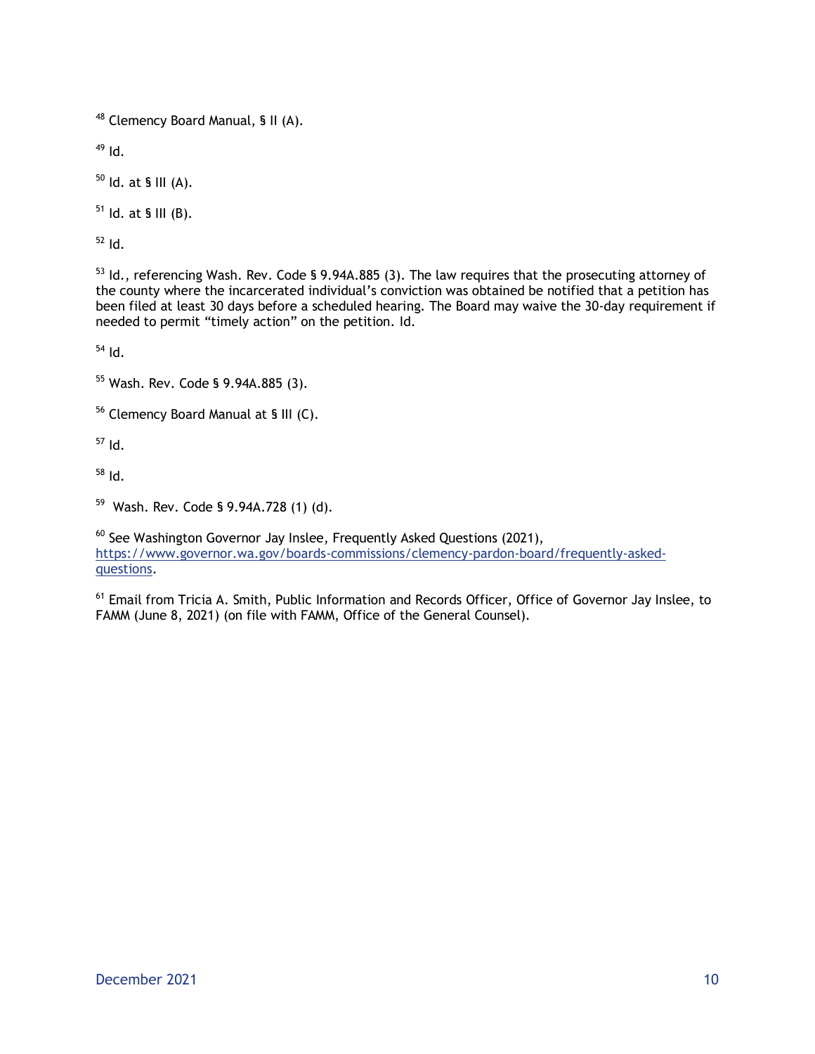[48] Clemency Board Manual, § II (A).

[49] Id.

[50] Id. at § III (A).

[51] Id. at § III (B).

[52] Id.

[53] Id., referencing Wash. Rev. Code § 9.94A.885 (3). The law requires that the prosecuting attorney of the county where the incarcerated individual's conviction was obtained be notified that a petition has been filed at least 30 days before a scheduled hearing. The Board may waive the 30-day requirement if needed to permit "timely action" on the petition. Id.

[54] Id.

[55] Wash. Rev. Code § 9.94A.885 (3).

[56] Clemency Board Manual at § III (C).

[57] Id.

[58] Id.

[59] Wash. Rev. Code § 9.94A.728 (1) (d).

[60] See Washington Governor Jay Inslee, Frequently Asked Questions (2021), https://www.governor.wa.gov/boards-commissions/clemency-pardon-board/frequently-asked-questions.

[61] Email from Tricia A. Smith, Public Information and Records Officer, Office of Governor Jay Inslee, to FAMM (June 8, 2021) (on file with FAMM, Office of the General Counsel).